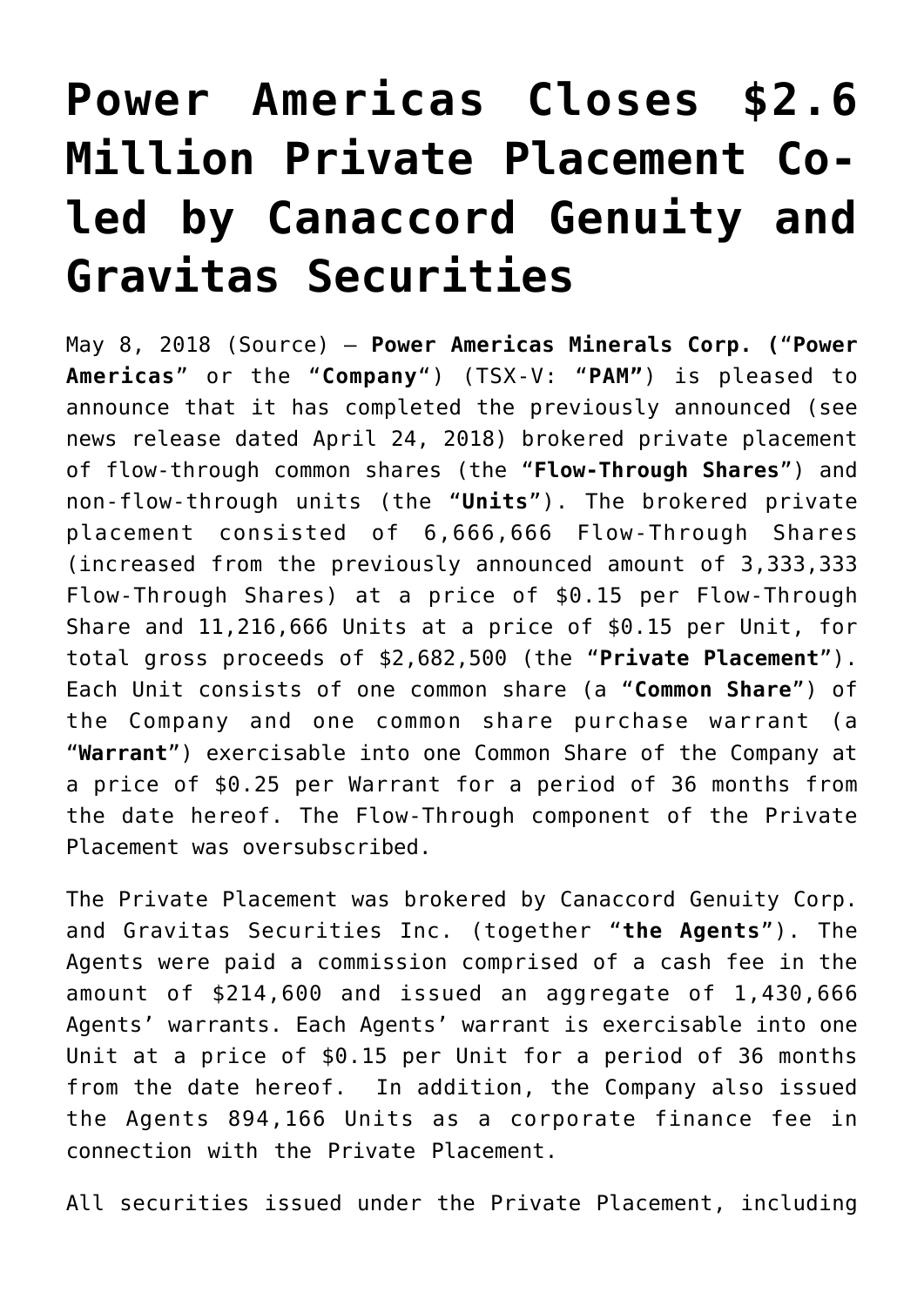# Power Americas Closes $2.6 Million Private Placement Co-led by Canaccord Genuity and Gravitas Securities

May 8, 2018 (Source) — **Power Americas Minerals Corp. (**"**Power Americas**" or the "**Company**") (TSX-V: "**PAM"**) is pleased to announce that it has completed the previously announced (see news release dated April 24, 2018) brokered private placement of flow-through common shares (the "**Flow-Through Shares**") and non-flow-through units (the "**Units**"). The brokered private placement consisted of 6,666,666 Flow-Through Shares (increased from the previously announced amount of 3,333,333 Flow-Through Shares) at a price of $0.15 per Flow-Through Share and 11,216,666 Units at a price of $0.15 per Unit, for total gross proceeds of $2,682,500 (the "**Private Placement**"). Each Unit consists of one common share (a "**Common Share**") of the Company and one common share purchase warrant (a "**Warrant**") exercisable into one Common Share of the Company at a price of $0.25 per Warrant for a period of 36 months from the date hereof. The Flow-Through component of the Private Placement was oversubscribed.

The Private Placement was brokered by Canaccord Genuity Corp. and Gravitas Securities Inc. (together "**the Agents**"). The Agents were paid a commission comprised of a cash fee in the amount of $214,600 and issued an aggregate of 1,430,666 Agents' warrants. Each Agents' warrant is exercisable into one Unit at a price of $0.15 per Unit for a period of 36 months from the date hereof. In addition, the Company also issued the Agents 894,166 Units as a corporate finance fee in connection with the Private Placement.

All securities issued under the Private Placement, including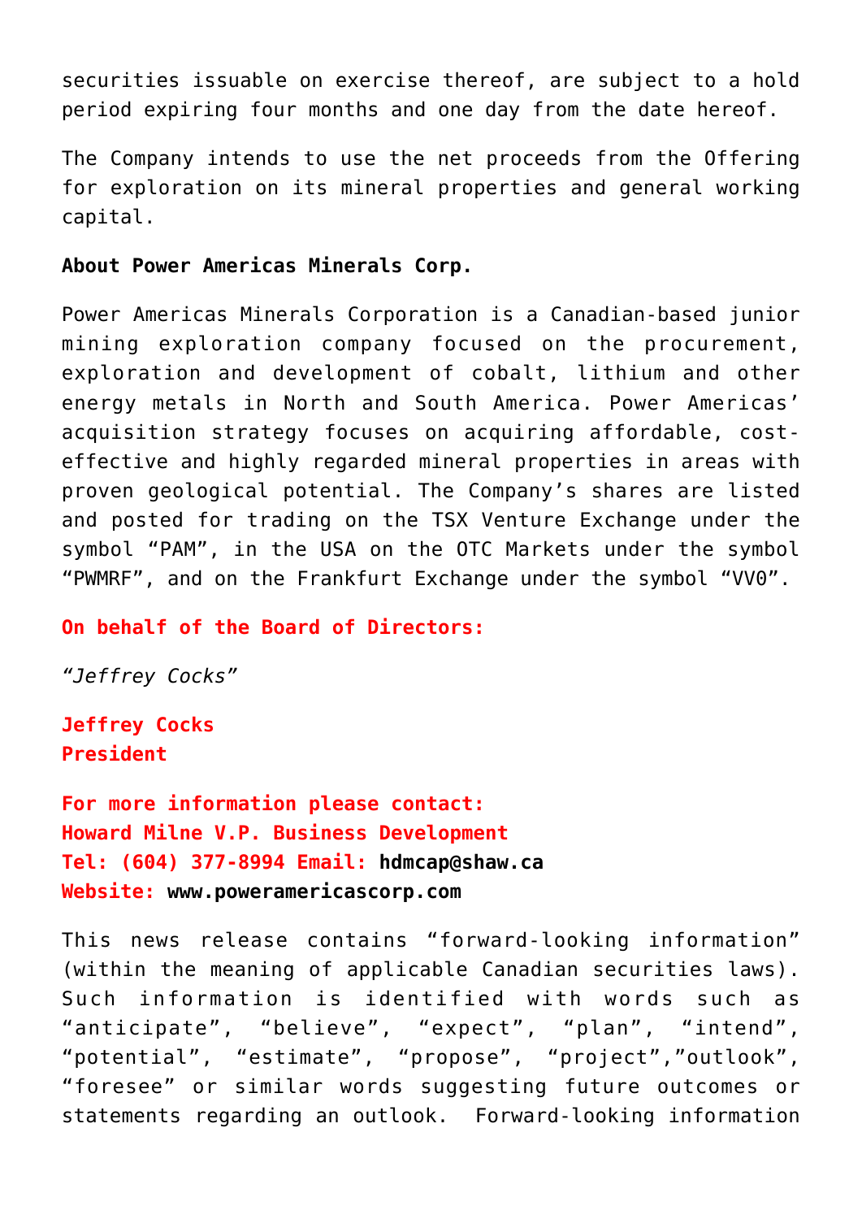securities issuable on exercise thereof, are subject to a hold period expiring four months and one day from the date hereof.

The Company intends to use the net proceeds from the Offering for exploration on its mineral properties and general working capital.

**About Power Americas Minerals Corp.**

Power Americas Minerals Corporation is a Canadian-based junior mining exploration company focused on the procurement, exploration and development of cobalt, lithium and other energy metals in North and South America. Power Americas' acquisition strategy focuses on acquiring affordable, cost-effective and highly regarded mineral properties in areas with proven geological potential. The Company's shares are listed and posted for trading on the TSX Venture Exchange under the symbol "PAM", in the USA on the OTC Markets under the symbol "PWMRF", and on the Frankfurt Exchange under the symbol "VV0".

**On behalf of the Board of Directors:**

*"Jeffrey Cocks"*

**Jeffrey Cocks**
**President**

**For more information please contact:**
**Howard Milne V.P. Business Development**
**Tel: (604) 377-8994 Email: hdmcap@shaw.ca**
**Website: www.poweramericascorp.com**

This news release contains "forward-looking information" (within the meaning of applicable Canadian securities laws). Such information is identified with words such as "anticipate", "believe", "expect", "plan", "intend", "potential", "estimate", "propose", "project","outlook", "foresee" or similar words suggesting future outcomes or statements regarding an outlook. Forward-looking information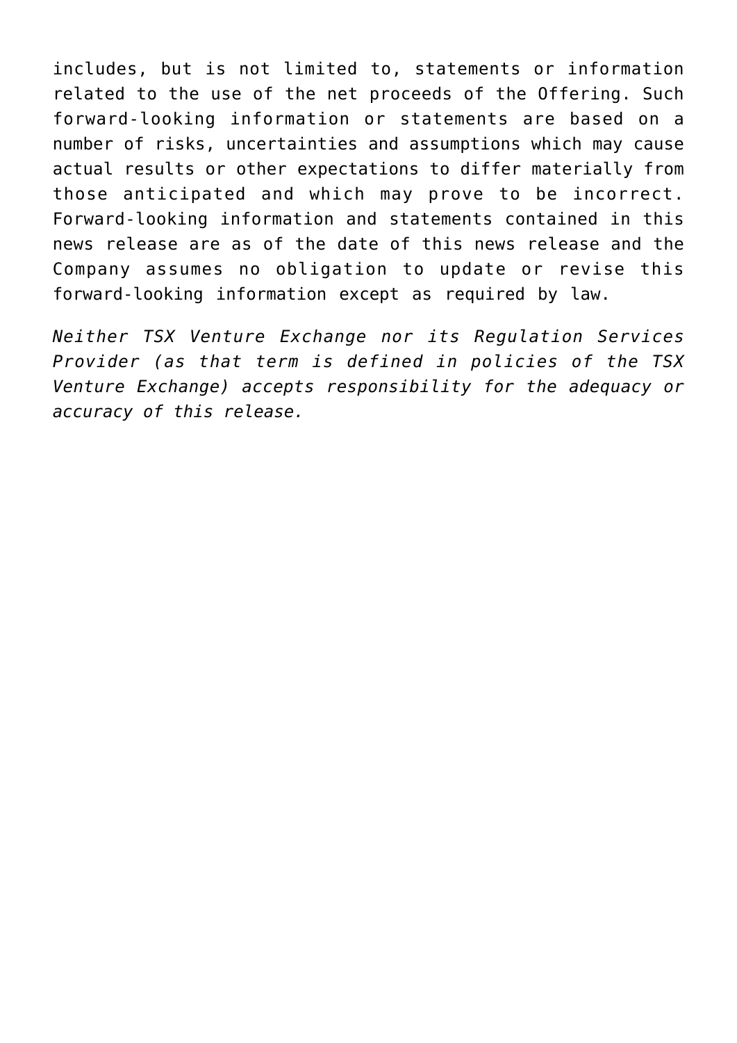includes, but is not limited to, statements or information related to the use of the net proceeds of the Offering. Such forward-looking information or statements are based on a number of risks, uncertainties and assumptions which may cause actual results or other expectations to differ materially from those anticipated and which may prove to be incorrect. Forward-looking information and statements contained in this news release are as of the date of this news release and the Company assumes no obligation to update or revise this forward-looking information except as required by law.

*Neither TSX Venture Exchange nor its Regulation Services Provider (as that term is defined in policies of the TSX Venture Exchange) accepts responsibility for the adequacy or accuracy of this release.*